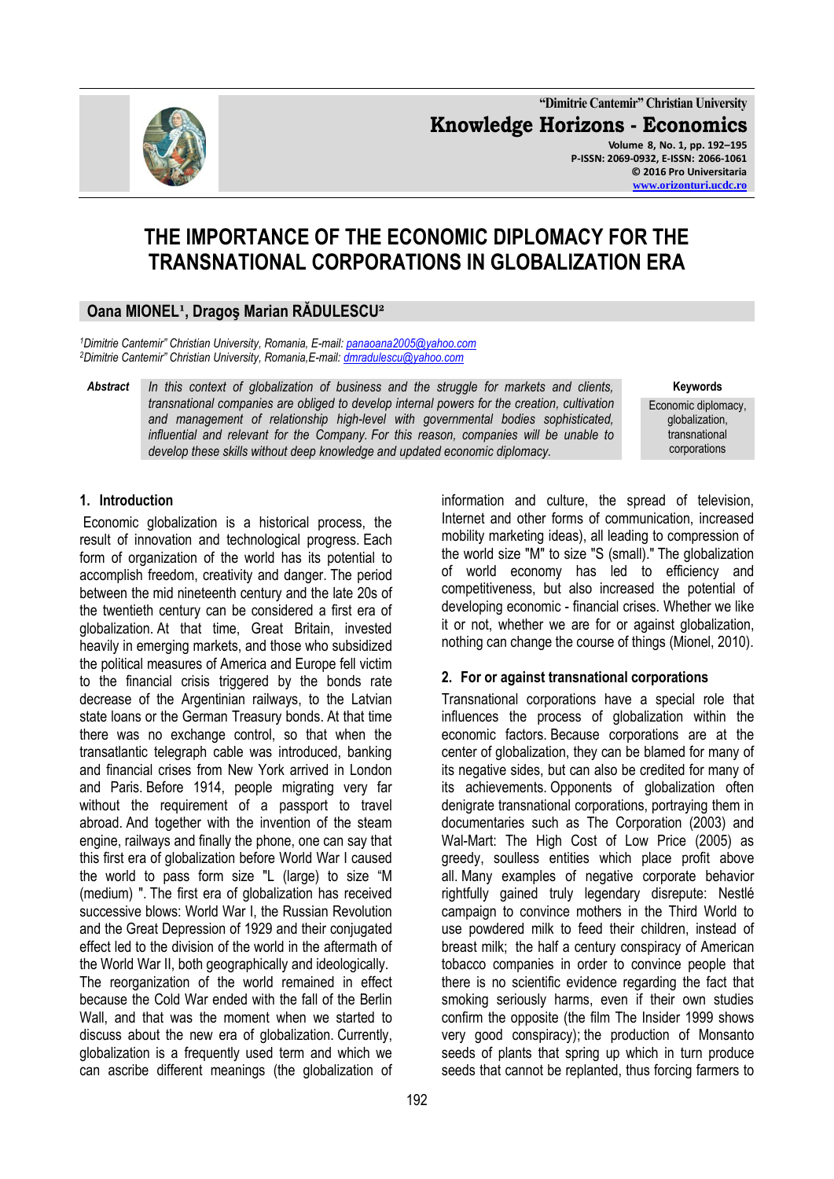# THE IMPORTANCE OF THE ECONOMIC DIPLOMACY FOR THE TRANSNATIONAL CORPORATIONS IN GLOBALIZATION ERA

**Oana MIONEL[1], Dragoş Marian RĂDULESCU[2]**

[1]Dimitrie Cantemir" Christian University, Romania, E-mail: panaoana2005@yahoo.com
[2]Dimitrie Cantemir" Christian University, Romania,E-mail: dmradulescu@yahoo.com

***Abstract*** *In this context of globalization of business and the struggle for markets and clients, transnational companies are obliged to develop internal powers for the creation, cultivation and management of relationship high-level with governmental bodies sophisticated, influential and relevant for the Company. For this reason, companies will be unable to develop these skills without deep knowledge and updated economic diplomacy.*

**Keywords**
Economic diplomacy, globalization, transnational corporations

## 1. Introduction

Economic globalization is a historical process, the result of innovation and technological progress. Each form of organization of the world has its potential to accomplish freedom, creativity and danger. The period between the mid nineteenth century and the late 20s of the twentieth century can be considered a first era of globalization. At that time, Great Britain, invested heavily in emerging markets, and those who subsidized the political measures of America and Europe fell victim to the financial crisis triggered by the bonds rate decrease of the Argentinian railways, to the Latvian state loans or the German Treasury bonds. At that time there was no exchange control, so that when the transatlantic telegraph cable was introduced, banking and financial crises from New York arrived in London and Paris. Before 1914, people migrating very far without the requirement of a passport to travel abroad. And together with the invention of the steam engine, railways and finally the phone, one can say that this first era of globalization before World War I caused the world to pass form size "L (large) to size "M (medium) ". The first era of globalization has received successive blows: World War I, the Russian Revolution and the Great Depression of 1929 and their conjugated effect led to the division of the world in the aftermath of the World War II, both geographically and ideologically. The reorganization of the world remained in effect because the Cold War ended with the fall of the Berlin Wall, and that was the moment when we started to discuss about the new era of globalization. Currently, globalization is a frequently used term and which we can ascribe different meanings (the globalization of information and culture, the spread of television, Internet and other forms of communication, increased mobility marketing ideas), all leading to compression of the world size "M" to size "S (small)." The globalization of world economy has led to efficiency and competitiveness, but also increased the potential of developing economic - financial crises. Whether we like it or not, whether we are for or against globalization, nothing can change the course of things (Mionel, 2010).

## 2. For or against transnational corporations

Transnational corporations have a special role that influences the process of globalization within the economic factors. Because corporations are at the center of globalization, they can be blamed for many of its negative sides, but can also be credited for many of its achievements. Opponents of globalization often denigrate transnational corporations, portraying them in documentaries such as The Corporation (2003) and Wal-Mart: The High Cost of Low Price (2005) as greedy, soulless entities which place profit above all. Many examples of negative corporate behavior rightfully gained truly legendary disrepute: Nestlé campaign to convince mothers in the Third World to use powdered milk to feed their children, instead of breast milk; the half a century conspiracy of American tobacco companies in order to convince people that there is no scientific evidence regarding the fact that smoking seriously harms, even if their own studies confirm the opposite (the film The Insider 1999 shows very good conspiracy); the production of Monsanto seeds of plants that spring up which in turn produce seeds that cannot be replanted, thus forcing farmers to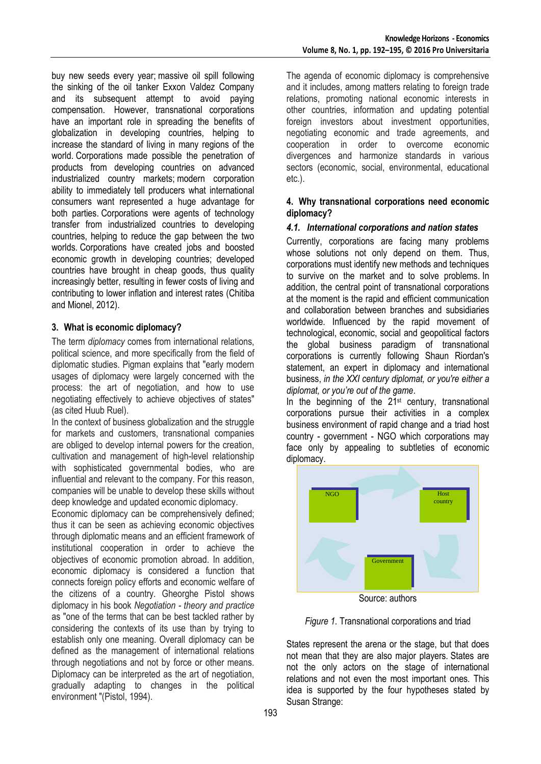buy new seeds every year; massive oil spill following the sinking of the oil tanker Exxon Valdez Company and its subsequent attempt to avoid paying compensation. However, transnational corporations have an important role in spreading the benefits of globalization in developing countries, helping to increase the standard of living in many regions of the world. Corporations made possible the penetration of products from developing countries on advanced industrialized country markets; modern corporation ability to immediately tell producers what international consumers want represented a huge advantage for both parties. Corporations were agents of technology transfer from industrialized countries to developing countries, helping to reduce the gap between the two worlds. Corporations have created jobs and boosted economic growth in developing countries; developed countries have brought in cheap goods, thus quality increasingly better, resulting in fewer costs of living and contributing to lower inflation and interest rates (Chitiba and Mionel, 2012).

## 3. What is economic diplomacy?

The term *diplomacy* comes from international relations, political science, and more specifically from the field of diplomatic studies. Pigman explains that "early modern usages of diplomacy were largely concerned with the process: the art of negotiation, and how to use negotiating effectively to achieve objectives of states" (as cited Huub Ruel).

In the context of business globalization and the struggle for markets and customers, transnational companies are obliged to develop internal powers for the creation, cultivation and management of high-level relationship with sophisticated governmental bodies, who are influential and relevant to the company. For this reason, companies will be unable to develop these skills without deep knowledge and updated economic diplomacy.

Economic diplomacy can be comprehensively defined; thus it can be seen as achieving economic objectives through diplomatic means and an efficient framework of institutional cooperation in order to achieve the objectives of economic promotion abroad. In addition, economic diplomacy is considered a function that connects foreign policy efforts and economic welfare of the citizens of a country. Gheorghe Pistol shows diplomacy in his book *Negotiation - theory and practice* as "one of the terms that can be best tackled rather by considering the contexts of its use than by trying to establish only one meaning. Overall diplomacy can be defined as the management of international relations through negotiations and not by force or other means. Diplomacy can be interpreted as the art of negotiation, gradually adapting to changes in the political environment "(Pistol, 1994).

The agenda of economic diplomacy is comprehensive and it includes, among matters relating to foreign trade relations, promoting national economic interests in other countries, information and updating potential foreign investors about investment opportunities, negotiating economic and trade agreements, and cooperation in order to overcome economic divergences and harmonize standards in various sectors (economic, social, environmental, educational etc.).

## 4. Why transnational corporations need economic diplomacy?

### *4.1. International corporations and nation states*

Currently, corporations are facing many problems whose solutions not only depend on them. Thus, corporations must identify new methods and techniques to survive on the market and to solve problems. In addition, the central point of transnational corporations at the moment is the rapid and efficient communication and collaboration between branches and subsidiaries worldwide. Influenced by the rapid movement of technological, economic, social and geopolitical factors the global business paradigm of transnational corporations is currently following Shaun Riordan's statement, an expert in diplomacy and international business, *in the XXI century diplomat, or you're either a diplomat, or you're out of the game*.

In the beginning of the 21st century, transnational corporations pursue their activities in a complex business environment of rapid change and a triad host country - government - NGO which corporations may face only by appealing to subtleties of economic diplomacy.

NGO

Host country

Government

Source: authors

*Figure 1.* Transnational corporations and triad

States represent the arena or the stage, but that does not mean that they are also major players. States are not the only actors on the stage of international relations and not even the most important ones. This idea is supported by the four hypotheses stated by Susan Strange: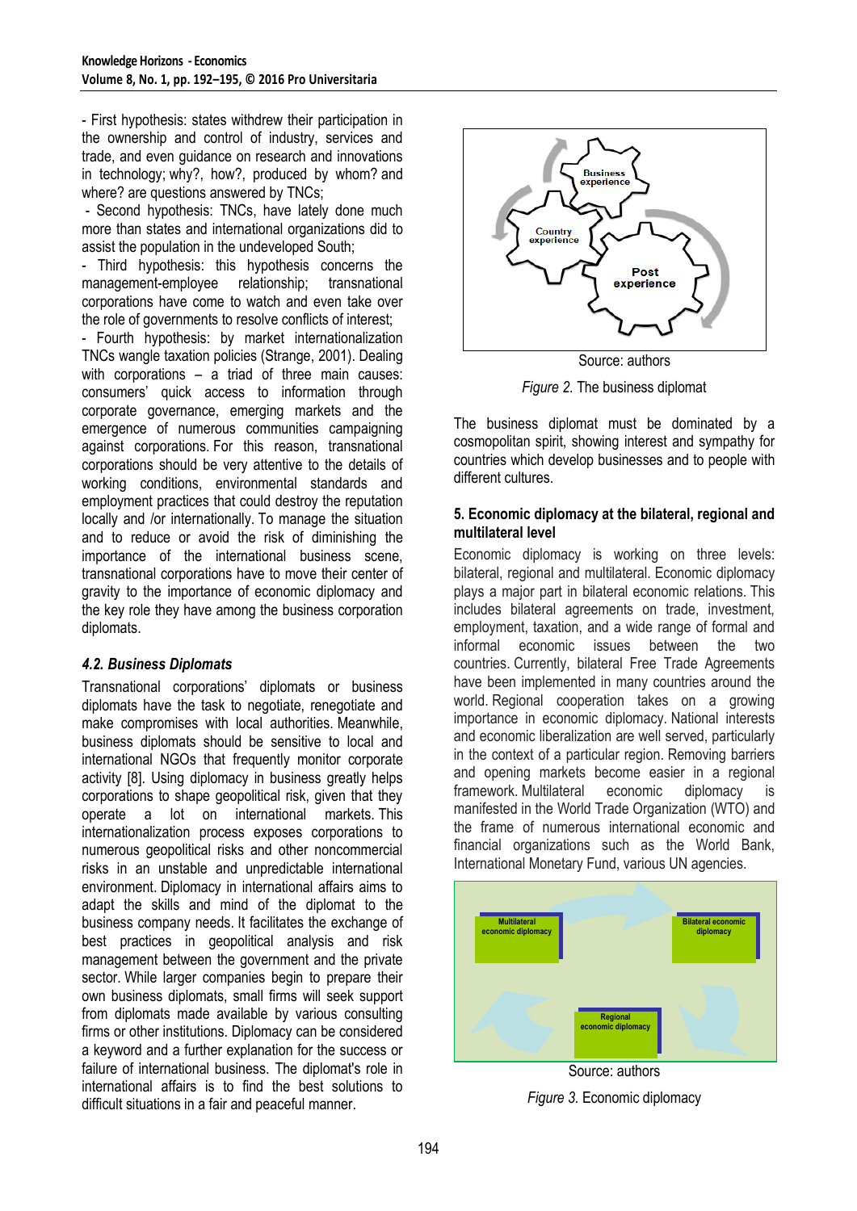- First hypothesis: states withdrew their participation in the ownership and control of industry, services and trade, and even guidance on research and innovations in technology; why?, how?, produced by whom? and where? are questions answered by TNCs;

- Second hypothesis: TNCs, have lately done much more than states and international organizations did to assist the population in the undeveloped South;

- Third hypothesis: this hypothesis concerns the management-employee relationship; transnational corporations have come to watch and even take over the role of governments to resolve conflicts of interest;

- Fourth hypothesis: by market internationalization TNCs wangle taxation policies (Strange, 2001). Dealing with corporations – a triad of three main causes: consumers' quick access to information through corporate governance, emerging markets and the emergence of numerous communities campaigning against corporations. For this reason, transnational corporations should be very attentive to the details of working conditions, environmental standards and employment practices that could destroy the reputation locally and /or internationally. To manage the situation and to reduce or avoid the risk of diminishing the importance of the international business scene, transnational corporations have to move their center of gravity to the importance of economic diplomacy and the key role they have among the business corporation diplomats.

### *4.2. Business Diplomats*

Transnational corporations' diplomats or business diplomats have the task to negotiate, renegotiate and make compromises with local authorities. Meanwhile, business diplomats should be sensitive to local and international NGOs that frequently monitor corporate activity [8]. Using diplomacy in business greatly helps corporations to shape geopolitical risk, given that they operate a lot on international markets. This internationalization process exposes corporations to numerous geopolitical risks and other noncommercial risks in an unstable and unpredictable international environment. Diplomacy in international affairs aims to adapt the skills and mind of the diplomat to the business company needs. It facilitates the exchange of best practices in geopolitical analysis and risk management between the government and the private sector. While larger companies begin to prepare their own business diplomats, small firms will seek support from diplomats made available by various consulting firms or other institutions. Diplomacy can be considered a keyword and a further explanation for the success or failure of international business. The diplomat's role in international affairs is to find the best solutions to difficult situations in a fair and peaceful manner.

Source: authors

*Figure 2.* The business diplomat

The business diplomat must be dominated by a cosmopolitan spirit, showing interest and sympathy for countries which develop businesses and to people with different cultures.

### 5. Economic diplomacy at the bilateral, regional and multilateral level

Economic diplomacy is working on three levels: bilateral, regional and multilateral. Economic diplomacy plays a major part in bilateral economic relations. This includes bilateral agreements on trade, investment, employment, taxation, and a wide range of formal and informal economic issues between the two countries. Currently, bilateral Free Trade Agreements have been implemented in many countries around the world. Regional cooperation takes on a growing importance in economic diplomacy. National interests and economic liberalization are well served, particularly in the context of a particular region. Removing barriers and opening markets become easier in a regional framework. Multilateral economic diplomacy is manifested in the World Trade Organization (WTO) and the frame of numerous international economic and financial organizations such as the World Bank, International Monetary Fund, various UN agencies.

Source: authors

*Figure 3.* Economic diplomacy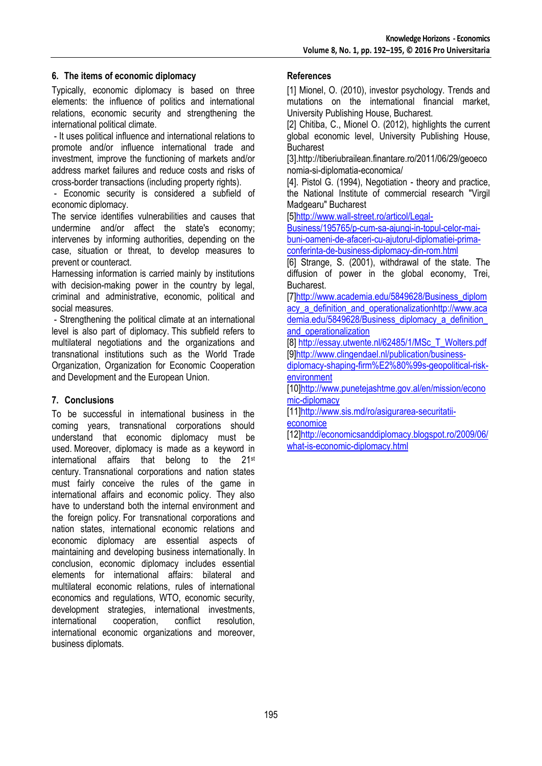## 6. The items of economic diplomacy

Typically, economic diplomacy is based on three elements: the influence of politics and international relations, economic security and strengthening the international political climate.

- It uses political influence and international relations to promote and/or influence international trade and investment, improve the functioning of markets and/or address market failures and reduce costs and risks of cross-border transactions (including property rights).
- Economic security is considered a subfield of economic diplomacy.

The service identifies vulnerabilities and causes that undermine and/or affect the state's economy; intervenes by informing authorities, depending on the case, situation or threat, to develop measures to prevent or counteract.

Harnessing information is carried mainly by institutions with decision-making power in the country by legal, criminal and administrative, economic, political and social measures.

- Strengthening the political climate at an international level is also part of diplomacy. This subfield refers to multilateral negotiations and the organizations and transnational institutions such as the World Trade Organization, Organization for Economic Cooperation and Development and the European Union.

## 7. Conclusions

To be successful in international business in the coming years, transnational corporations should understand that economic diplomacy must be used. Moreover, diplomacy is made as a keyword in international affairs that belong to the 21st century. Transnational corporations and nation states must fairly conceive the rules of the game in international affairs and economic policy. They also have to understand both the internal environment and the foreign policy. For transnational corporations and nation states, international economic relations and economic diplomacy are essential aspects of maintaining and developing business internationally. In conclusion, economic diplomacy includes essential elements for international affairs: bilateral and multilateral economic relations, rules of international economics and regulations, WTO, economic security, development strategies, international investments, international cooperation, conflict resolution, international economic organizations and moreover, business diplomats.

## References

[1] Mionel, O. (2010), investor psychology. Trends and mutations on the international financial market, University Publishing House, Bucharest.

[2] Chitiba, C., Mionel O. (2012), highlights the current global economic level, University Publishing House, Bucharest

[3].http://tiberiubrailean.finantare.ro/2011/06/29/geoeconomia-si-diplomatia-economica/

[4]. Pistol G. (1994), Negotiation - theory and practice, the National Institute of commercial research "Virgil Madgearu" Bucharest

[5]http://www.wall-street.ro/articol/Legal-Business/195765/p-cum-sa-ajungi-in-topul-celor-mai-buni-oameni-de-afaceri-cu-ajutorul-diplomatiei-prima-conferinta-de-business-diplomacy-din-rom.html

[6] Strange, S. (2001), withdrawal of the state. The diffusion of power in the global economy, Trei, Bucharest.

[7]http://www.academia.edu/5849628/Business_diplomacy_a_definition_and_operationalizationhttp://www.academia.edu/5849628/Business_diplomacy_a_definition_and_operationalization

[8] http://essay.utwente.nl/62485/1/MSc_T_Wolters.pdf

[9]http://www.clingendael.nl/publication/business-diplomacy-shaping-firm%E2%80%99s-geopolitical-risk-environment

[10]http://www.punetejashtme.gov.al/en/mission/economic-diplomacy

[11]http://www.sis.md/ro/asigurarea-securitatii-economice

[12]http://economicsanddiplomacy.blogspot.ro/2009/06/what-is-economic-diplomacy.html